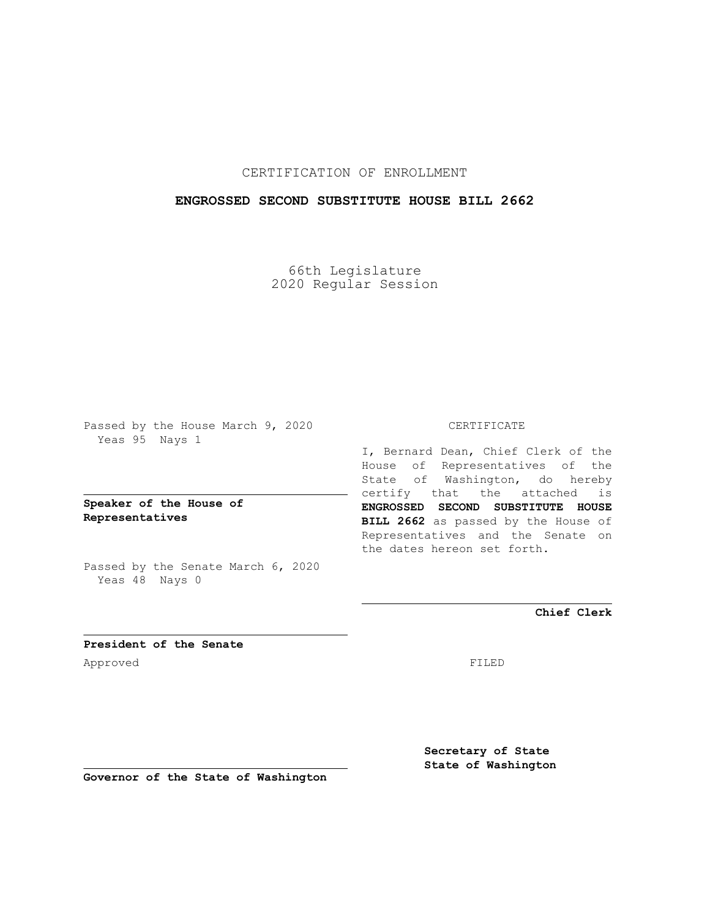CERTIFICATION OF ENROLLMENT

**ENGROSSED SECOND SUBSTITUTE HOUSE BILL 2662**

66th Legislature
2020 Regular Session

Passed by the House March 9, 2020
Yeas 95 Nays 1

**Speaker of the House of Representatives**

Passed by the Senate March 6, 2020
Yeas 48 Nays 0

**President of the Senate**

Approved

**Governor of the State of Washington**

CERTIFICATE

I, Bernard Dean, Chief Clerk of the House of Representatives of the State of Washington, do hereby certify that the attached is **ENGROSSED SECOND SUBSTITUTE HOUSE BILL 2662** as passed by the House of Representatives and the Senate on the dates hereon set forth.

**Chief Clerk**

FILED

**Secretary of State**
**State of Washington**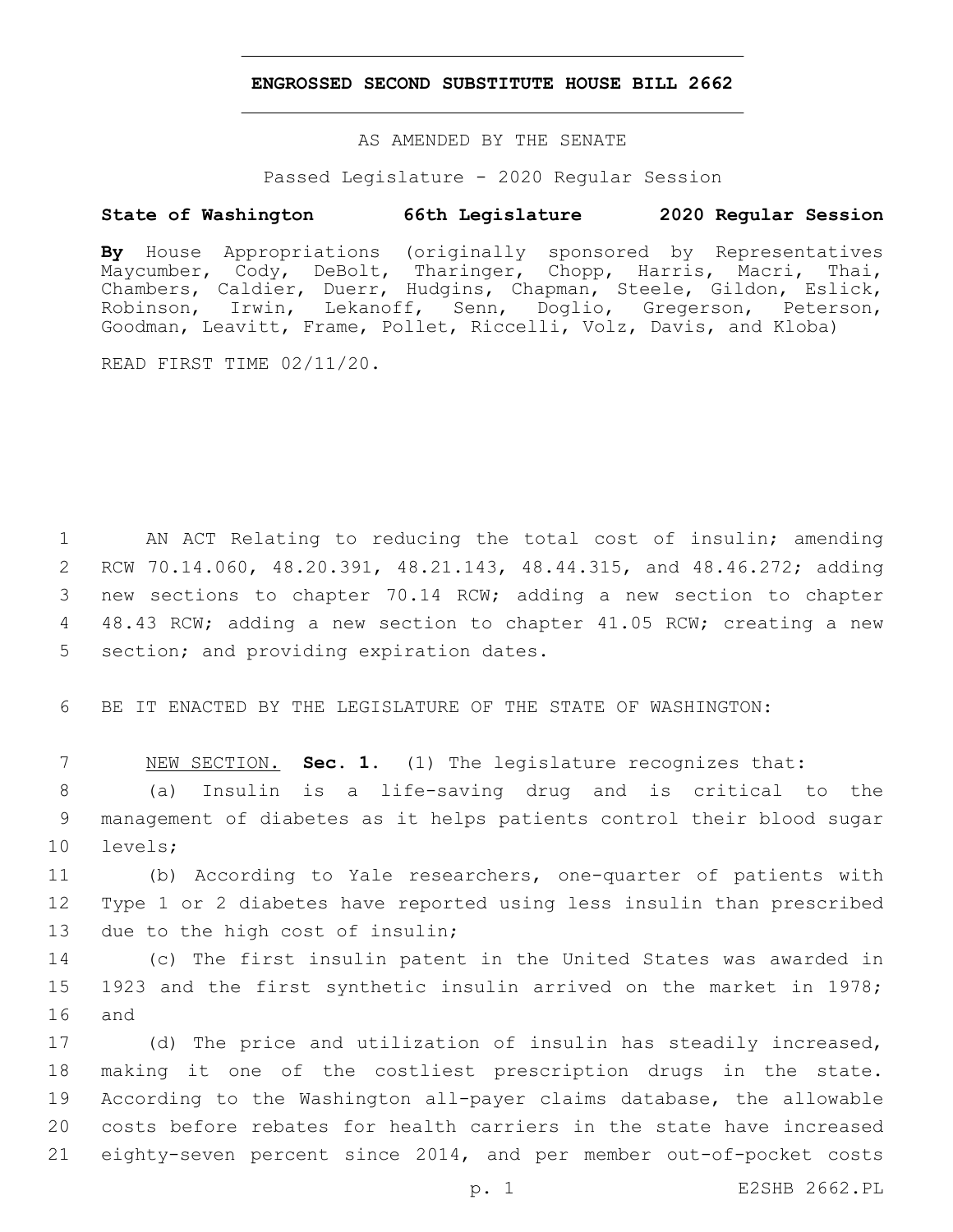# ENGROSSED SECOND SUBSTITUTE HOUSE BILL 2662

AS AMENDED BY THE SENATE

Passed Legislature - 2020 Regular Session

**State of Washington 66th Legislature 2020 Regular Session**

**By** House Appropriations (originally sponsored by Representatives Maycumber, Cody, DeBolt, Tharinger, Chopp, Harris, Macri, Thai, Chambers, Caldier, Duerr, Hudgins, Chapman, Steele, Gildon, Eslick, Robinson, Irwin, Lekanoff, Senn, Doglio, Gregerson, Peterson, Goodman, Leavitt, Frame, Pollet, Riccelli, Volz, Davis, and Kloba)

READ FIRST TIME 02/11/20.

AN ACT Relating to reducing the total cost of insulin; amending RCW 70.14.060, 48.20.391, 48.21.143, 48.44.315, and 48.46.272; adding new sections to chapter 70.14 RCW; adding a new section to chapter 48.43 RCW; adding a new section to chapter 41.05 RCW; creating a new section; and providing expiration dates.

BE IT ENACTED BY THE LEGISLATURE OF THE STATE OF WASHINGTON:

NEW SECTION. **Sec. 1.** (1) The legislature recognizes that:

(a) Insulin is a life-saving drug and is critical to the management of diabetes as it helps patients control their blood sugar levels;

(b) According to Yale researchers, one-quarter of patients with Type 1 or 2 diabetes have reported using less insulin than prescribed due to the high cost of insulin;

(c) The first insulin patent in the United States was awarded in 1923 and the first synthetic insulin arrived on the market in 1978; and

(d) The price and utilization of insulin has steadily increased, making it one of the costliest prescription drugs in the state. According to the Washington all-payer claims database, the allowable costs before rebates for health carriers in the state have increased eighty-seven percent since 2014, and per member out-of-pocket costs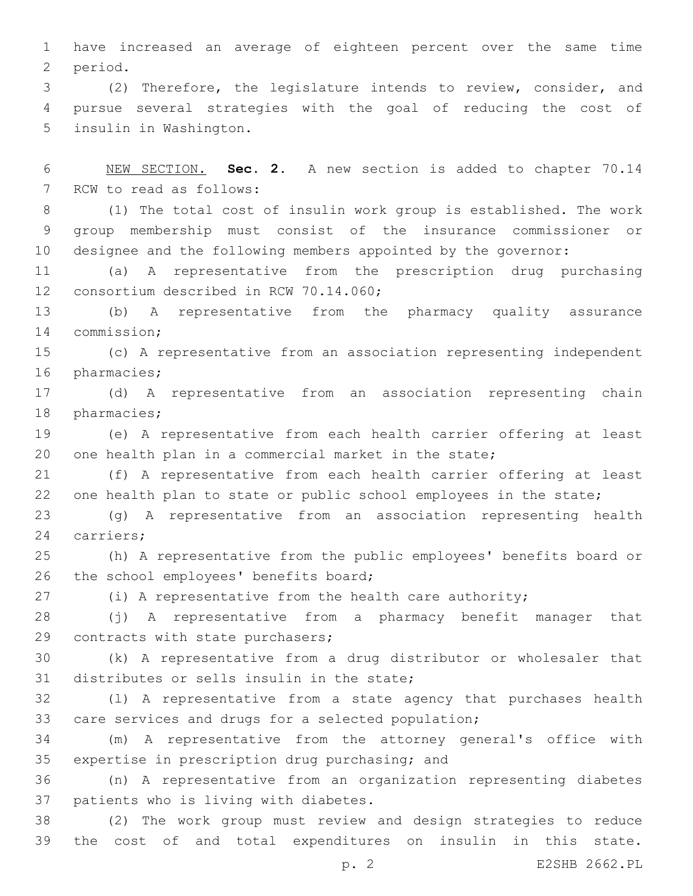have increased an average of eighteen percent over the same time period.

(2) Therefore, the legislature intends to review, consider, and pursue several strategies with the goal of reducing the cost of insulin in Washington.

NEW SECTION. **Sec. 2.** A new section is added to chapter 70.14 RCW to read as follows:

(1) The total cost of insulin work group is established. The work group membership must consist of the insurance commissioner or designee and the following members appointed by the governor:

(a) A representative from the prescription drug purchasing consortium described in RCW 70.14.060;

(b) A representative from the pharmacy quality assurance commission;

(c) A representative from an association representing independent pharmacies;

(d) A representative from an association representing chain pharmacies;

(e) A representative from each health carrier offering at least one health plan in a commercial market in the state;

(f) A representative from each health carrier offering at least one health plan to state or public school employees in the state;

(g) A representative from an association representing health carriers;

(h) A representative from the public employees' benefits board or the school employees' benefits board;

(i) A representative from the health care authority;

(j) A representative from a pharmacy benefit manager that contracts with state purchasers;

(k) A representative from a drug distributor or wholesaler that distributes or sells insulin in the state;

(l) A representative from a state agency that purchases health care services and drugs for a selected population;

(m) A representative from the attorney general's office with expertise in prescription drug purchasing; and

(n) A representative from an organization representing diabetes patients who is living with diabetes.

(2) The work group must review and design strategies to reduce the cost of and total expenditures on insulin in this state.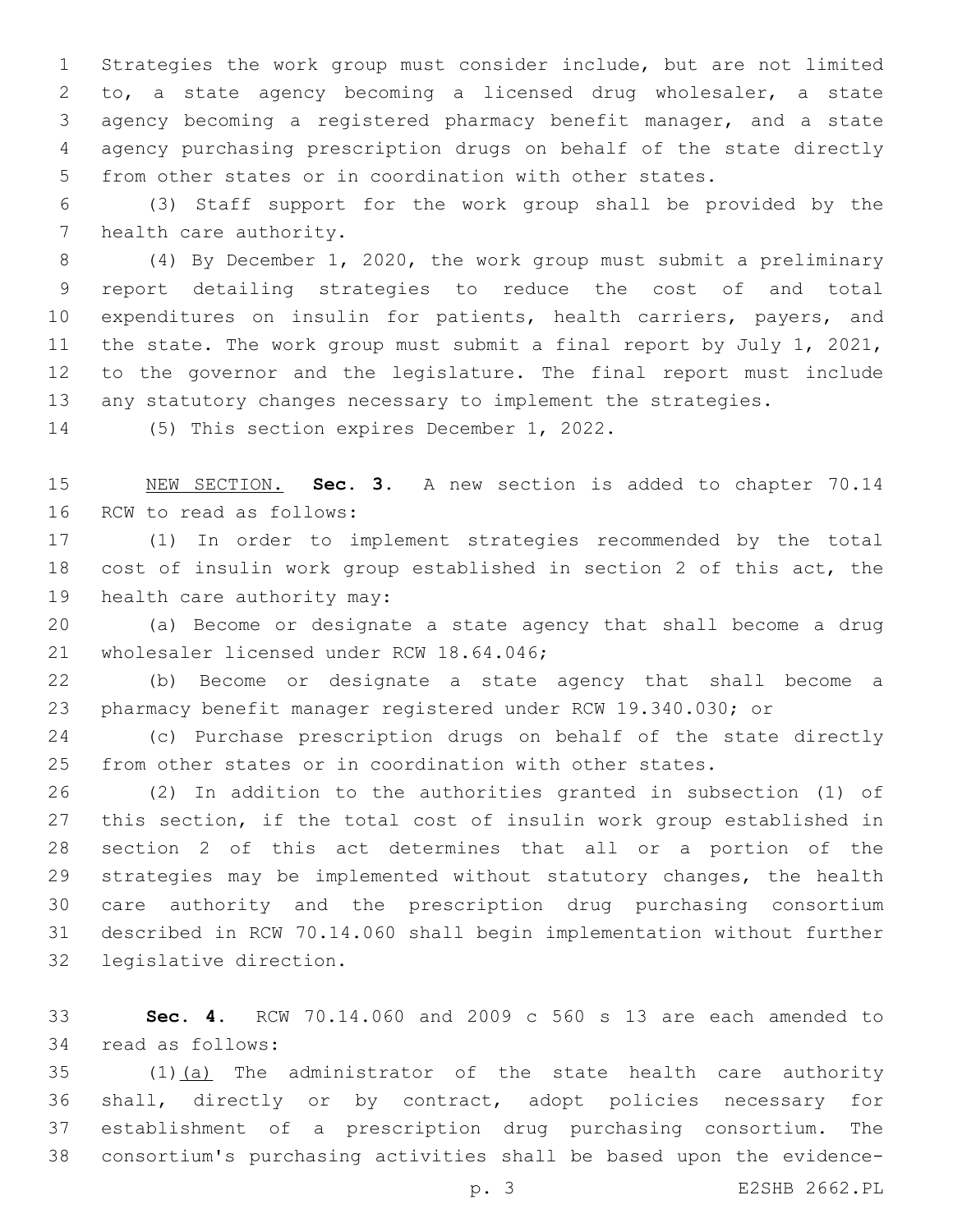Strategies the work group must consider include, but are not limited to, a state agency becoming a licensed drug wholesaler, a state agency becoming a registered pharmacy benefit manager, and a state agency purchasing prescription drugs on behalf of the state directly from other states or in coordination with other states.

(3) Staff support for the work group shall be provided by the health care authority.

(4) By December 1, 2020, the work group must submit a preliminary report detailing strategies to reduce the cost of and total expenditures on insulin for patients, health carriers, payers, and the state. The work group must submit a final report by July 1, 2021, to the governor and the legislature. The final report must include any statutory changes necessary to implement the strategies.

(5) This section expires December 1, 2022.

NEW SECTION. **Sec. 3.** A new section is added to chapter 70.14 RCW to read as follows:

(1) In order to implement strategies recommended by the total cost of insulin work group established in section 2 of this act, the health care authority may:

(a) Become or designate a state agency that shall become a drug wholesaler licensed under RCW 18.64.046;

(b) Become or designate a state agency that shall become a pharmacy benefit manager registered under RCW 19.340.030; or

(c) Purchase prescription drugs on behalf of the state directly from other states or in coordination with other states.

(2) In addition to the authorities granted in subsection (1) of this section, if the total cost of insulin work group established in section 2 of this act determines that all or a portion of the strategies may be implemented without statutory changes, the health care authority and the prescription drug purchasing consortium described in RCW 70.14.060 shall begin implementation without further legislative direction.

**Sec. 4.** RCW 70.14.060 and 2009 c 560 s 13 are each amended to read as follows:

(1)(a) The administrator of the state health care authority shall, directly or by contract, adopt policies necessary for establishment of a prescription drug purchasing consortium. The consortium's purchasing activities shall be based upon the evidence-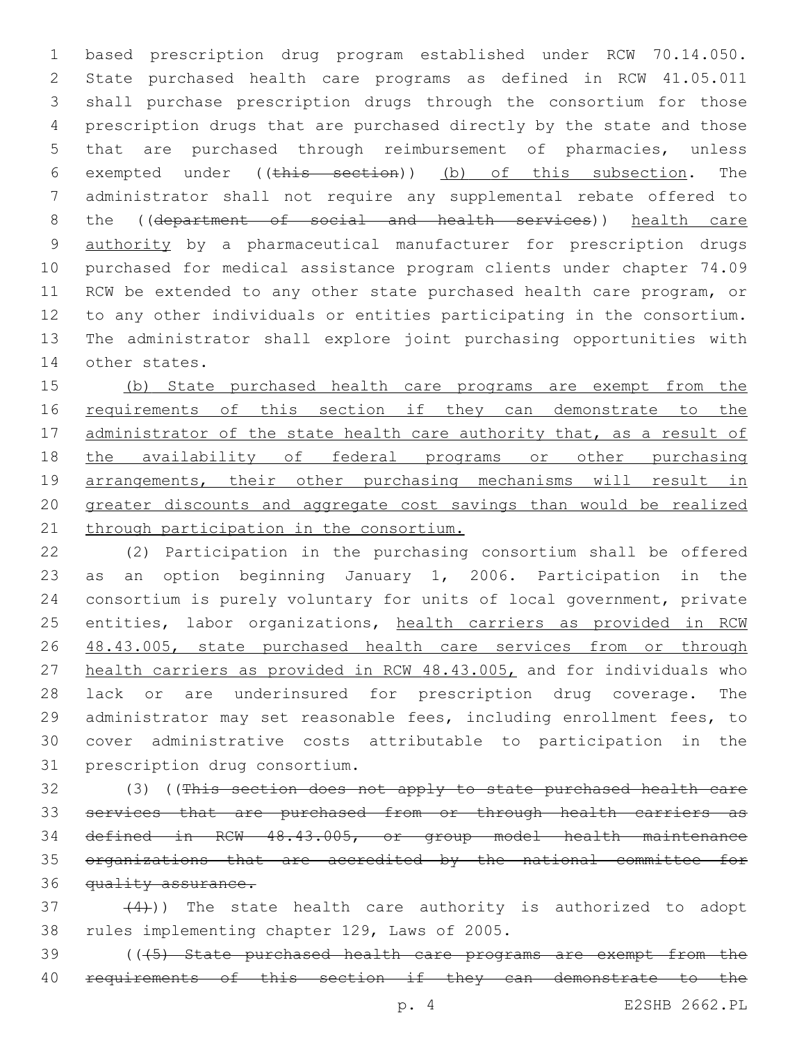based prescription drug program established under RCW 70.14.050. State purchased health care programs as defined in RCW 41.05.011 shall purchase prescription drugs through the consortium for those prescription drugs that are purchased directly by the state and those that are purchased through reimbursement of pharmacies, unless exempted under ((~~this section~~)) <u>(b) of this subsection</u>. The administrator shall not require any supplemental rebate offered to the ((~~department of social and health services~~)) <u>health care authority</u> by a pharmaceutical manufacturer for prescription drugs purchased for medical assistance program clients under chapter 74.09 RCW be extended to any other state purchased health care program, or to any other individuals or entities participating in the consortium. The administrator shall explore joint purchasing opportunities with other states.

<u>(b) State purchased health care programs are exempt from the requirements of this section if they can demonstrate to the administrator of the state health care authority that, as a result of the availability of federal programs or other purchasing arrangements, their other purchasing mechanisms will result in greater discounts and aggregate cost savings than would be realized through participation in the consortium.</u>

(2) Participation in the purchasing consortium shall be offered as an option beginning January 1, 2006. Participation in the consortium is purely voluntary for units of local government, private entities, labor organizations, <u>health carriers as provided in RCW 48.43.005, state purchased health care services from or through health carriers as provided in RCW 48.43.005,</u> and for individuals who lack or are underinsured for prescription drug coverage. The administrator may set reasonable fees, including enrollment fees, to cover administrative costs attributable to participation in the prescription drug consortium.

(3) ((~~This section does not apply to state purchased health care services that are purchased from or through health carriers as defined in RCW 48.43.005, or group model health maintenance organizations that are accredited by the national committee for quality assurance.~~

~~(4)~~)) The state health care authority is authorized to adopt rules implementing chapter 129, Laws of 2005.

((~~(5) State purchased health care programs are exempt from the requirements of this section if they can demonstrate to the~~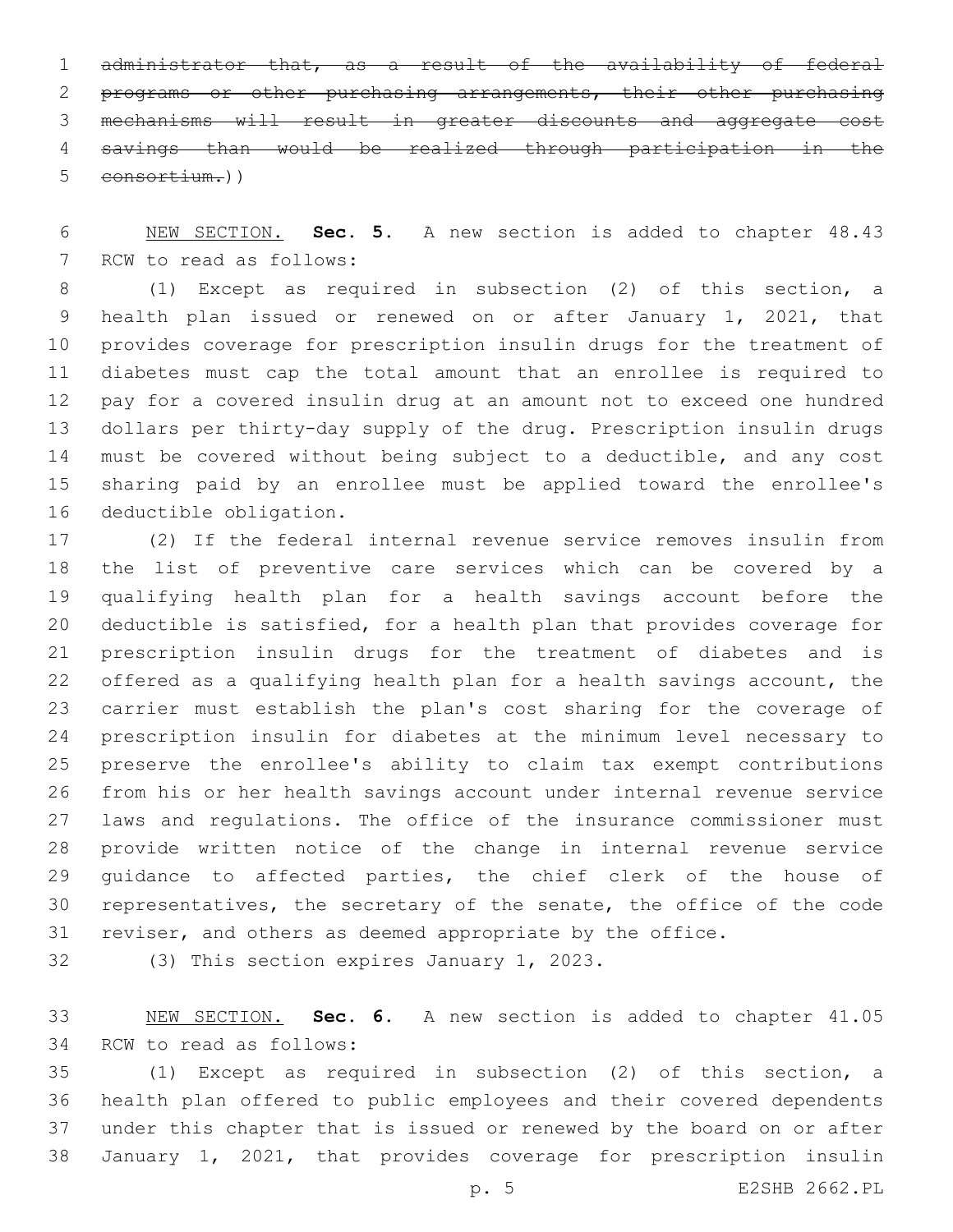~~administrator that, as a result of the availability of federal programs or other purchasing arrangements, their other purchasing mechanisms will result in greater discounts and aggregate cost savings than would be realized through participation in the consortium.~~))

NEW SECTION. **Sec. 5.** A new section is added to chapter 48.43 RCW to read as follows:

(1) Except as required in subsection (2) of this section, a health plan issued or renewed on or after January 1, 2021, that provides coverage for prescription insulin drugs for the treatment of diabetes must cap the total amount that an enrollee is required to pay for a covered insulin drug at an amount not to exceed one hundred dollars per thirty-day supply of the drug. Prescription insulin drugs must be covered without being subject to a deductible, and any cost sharing paid by an enrollee must be applied toward the enrollee's deductible obligation.

(2) If the federal internal revenue service removes insulin from the list of preventive care services which can be covered by a qualifying health plan for a health savings account before the deductible is satisfied, for a health plan that provides coverage for prescription insulin drugs for the treatment of diabetes and is offered as a qualifying health plan for a health savings account, the carrier must establish the plan's cost sharing for the coverage of prescription insulin for diabetes at the minimum level necessary to preserve the enrollee's ability to claim tax exempt contributions from his or her health savings account under internal revenue service laws and regulations. The office of the insurance commissioner must provide written notice of the change in internal revenue service guidance to affected parties, the chief clerk of the house of representatives, the secretary of the senate, the office of the code reviser, and others as deemed appropriate by the office.

(3) This section expires January 1, 2023.

NEW SECTION. **Sec. 6.** A new section is added to chapter 41.05 RCW to read as follows:

(1) Except as required in subsection (2) of this section, a health plan offered to public employees and their covered dependents under this chapter that is issued or renewed by the board on or after January 1, 2021, that provides coverage for prescription insulin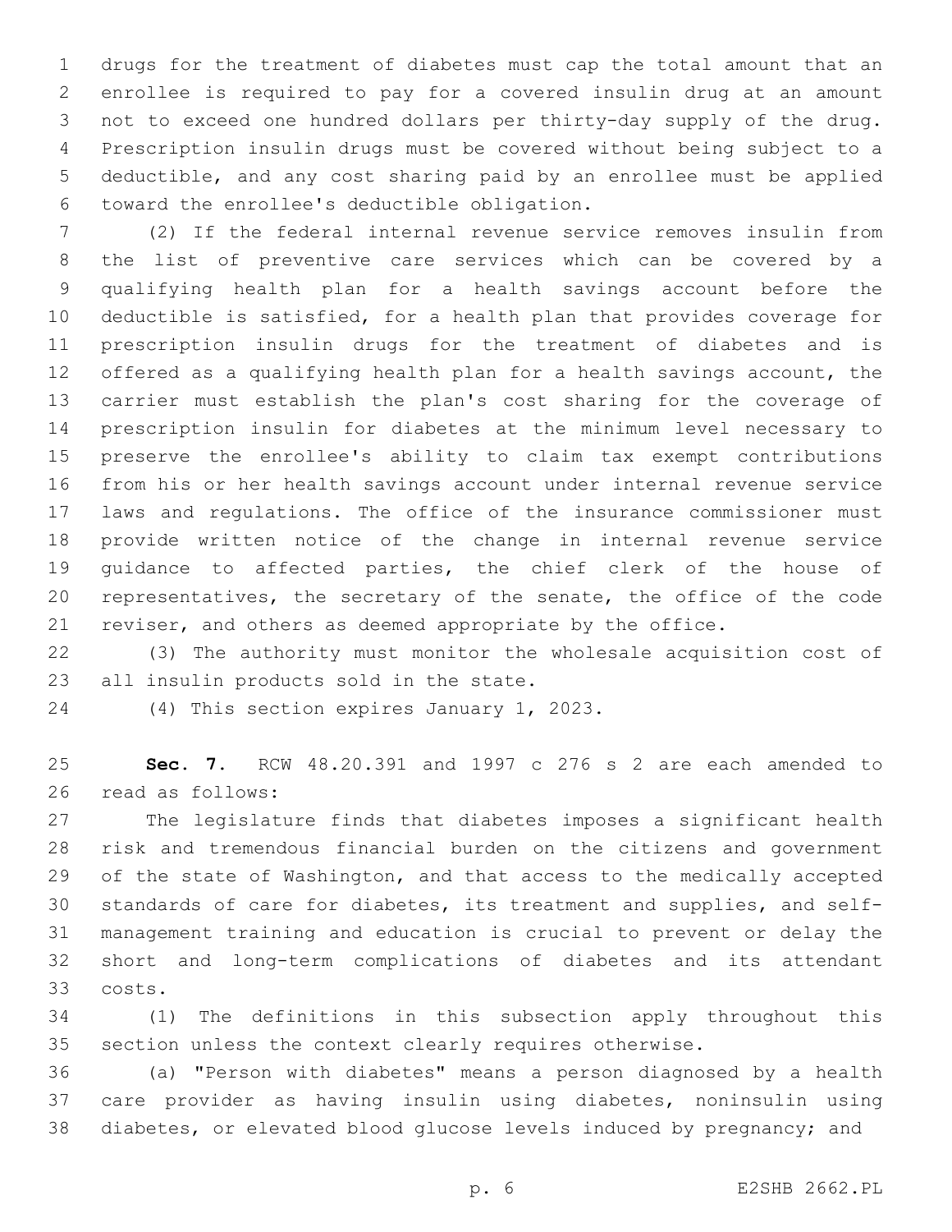drugs for the treatment of diabetes must cap the total amount that an enrollee is required to pay for a covered insulin drug at an amount not to exceed one hundred dollars per thirty-day supply of the drug. Prescription insulin drugs must be covered without being subject to a deductible, and any cost sharing paid by an enrollee must be applied toward the enrollee's deductible obligation.

(2) If the federal internal revenue service removes insulin from the list of preventive care services which can be covered by a qualifying health plan for a health savings account before the deductible is satisfied, for a health plan that provides coverage for prescription insulin drugs for the treatment of diabetes and is offered as a qualifying health plan for a health savings account, the carrier must establish the plan's cost sharing for the coverage of prescription insulin for diabetes at the minimum level necessary to preserve the enrollee's ability to claim tax exempt contributions from his or her health savings account under internal revenue service laws and regulations. The office of the insurance commissioner must provide written notice of the change in internal revenue service guidance to affected parties, the chief clerk of the house of representatives, the secretary of the senate, the office of the code reviser, and others as deemed appropriate by the office.

(3) The authority must monitor the wholesale acquisition cost of all insulin products sold in the state.

(4) This section expires January 1, 2023.

**Sec. 7.** RCW 48.20.391 and 1997 c 276 s 2 are each amended to read as follows:

The legislature finds that diabetes imposes a significant health risk and tremendous financial burden on the citizens and government of the state of Washington, and that access to the medically accepted standards of care for diabetes, its treatment and supplies, and self-management training and education is crucial to prevent or delay the short and long-term complications of diabetes and its attendant costs.

(1) The definitions in this subsection apply throughout this section unless the context clearly requires otherwise.

(a) "Person with diabetes" means a person diagnosed by a health care provider as having insulin using diabetes, noninsulin using diabetes, or elevated blood glucose levels induced by pregnancy; and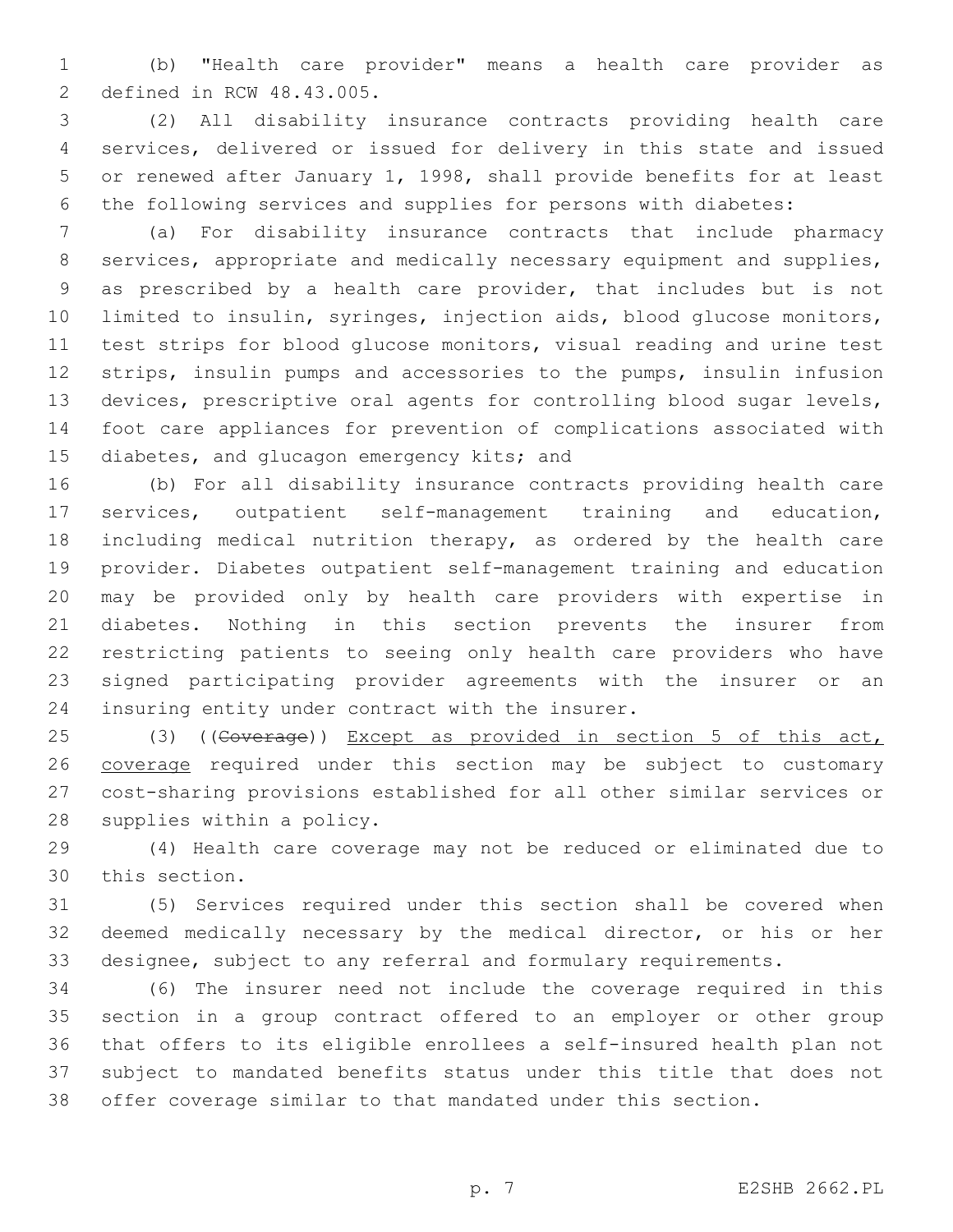(b) "Health care provider" means a health care provider as defined in RCW 48.43.005.

(2) All disability insurance contracts providing health care services, delivered or issued for delivery in this state and issued or renewed after January 1, 1998, shall provide benefits for at least the following services and supplies for persons with diabetes:

(a) For disability insurance contracts that include pharmacy services, appropriate and medically necessary equipment and supplies, as prescribed by a health care provider, that includes but is not limited to insulin, syringes, injection aids, blood glucose monitors, test strips for blood glucose monitors, visual reading and urine test strips, insulin pumps and accessories to the pumps, insulin infusion devices, prescriptive oral agents for controlling blood sugar levels, foot care appliances for prevention of complications associated with diabetes, and glucagon emergency kits; and

(b) For all disability insurance contracts providing health care services, outpatient self-management training and education, including medical nutrition therapy, as ordered by the health care provider. Diabetes outpatient self-management training and education may be provided only by health care providers with expertise in diabetes. Nothing in this section prevents the insurer from restricting patients to seeing only health care providers who have signed participating provider agreements with the insurer or an insuring entity under contract with the insurer.

(3) ((~~Coverage~~)) <u>Except as provided in section 5 of this act, coverage</u> required under this section may be subject to customary cost-sharing provisions established for all other similar services or supplies within a policy.

(4) Health care coverage may not be reduced or eliminated due to this section.

(5) Services required under this section shall be covered when deemed medically necessary by the medical director, or his or her designee, subject to any referral and formulary requirements.

(6) The insurer need not include the coverage required in this section in a group contract offered to an employer or other group that offers to its eligible enrollees a self-insured health plan not subject to mandated benefits status under this title that does not offer coverage similar to that mandated under this section.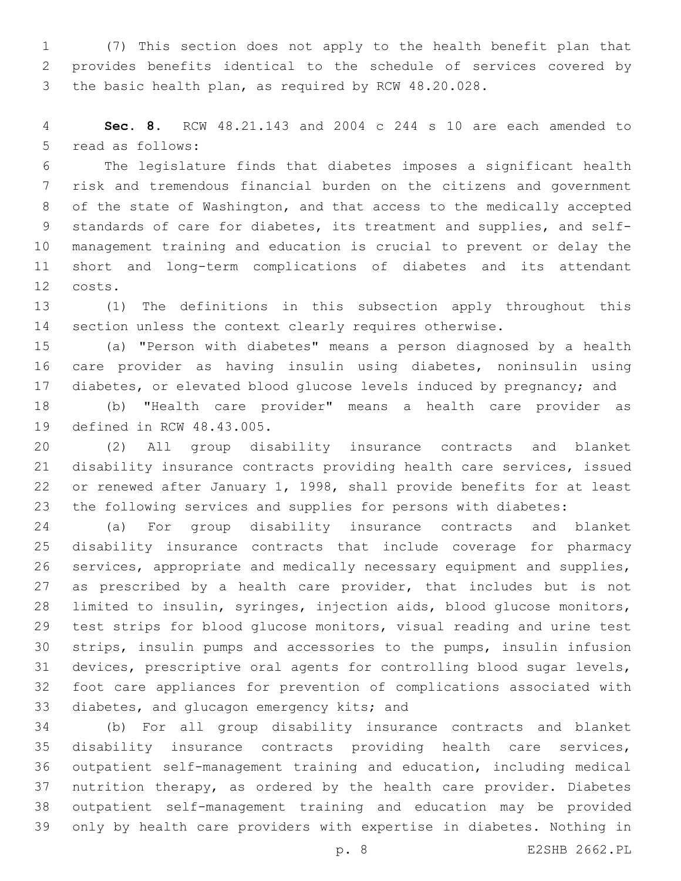(7) This section does not apply to the health benefit plan that provides benefits identical to the schedule of services covered by the basic health plan, as required by RCW 48.20.028.

**Sec. 8.** RCW 48.21.143 and 2004 c 244 s 10 are each amended to read as follows:

The legislature finds that diabetes imposes a significant health risk and tremendous financial burden on the citizens and government of the state of Washington, and that access to the medically accepted standards of care for diabetes, its treatment and supplies, and self-management training and education is crucial to prevent or delay the short and long-term complications of diabetes and its attendant costs.

(1) The definitions in this subsection apply throughout this section unless the context clearly requires otherwise.

(a) "Person with diabetes" means a person diagnosed by a health care provider as having insulin using diabetes, noninsulin using diabetes, or elevated blood glucose levels induced by pregnancy; and

(b) "Health care provider" means a health care provider as defined in RCW 48.43.005.

(2) All group disability insurance contracts and blanket disability insurance contracts providing health care services, issued or renewed after January 1, 1998, shall provide benefits for at least the following services and supplies for persons with diabetes:

(a) For group disability insurance contracts and blanket disability insurance contracts that include coverage for pharmacy services, appropriate and medically necessary equipment and supplies, as prescribed by a health care provider, that includes but is not limited to insulin, syringes, injection aids, blood glucose monitors, test strips for blood glucose monitors, visual reading and urine test strips, insulin pumps and accessories to the pumps, insulin infusion devices, prescriptive oral agents for controlling blood sugar levels, foot care appliances for prevention of complications associated with diabetes, and glucagon emergency kits; and

(b) For all group disability insurance contracts and blanket disability insurance contracts providing health care services, outpatient self-management training and education, including medical nutrition therapy, as ordered by the health care provider. Diabetes outpatient self-management training and education may be provided only by health care providers with expertise in diabetes. Nothing in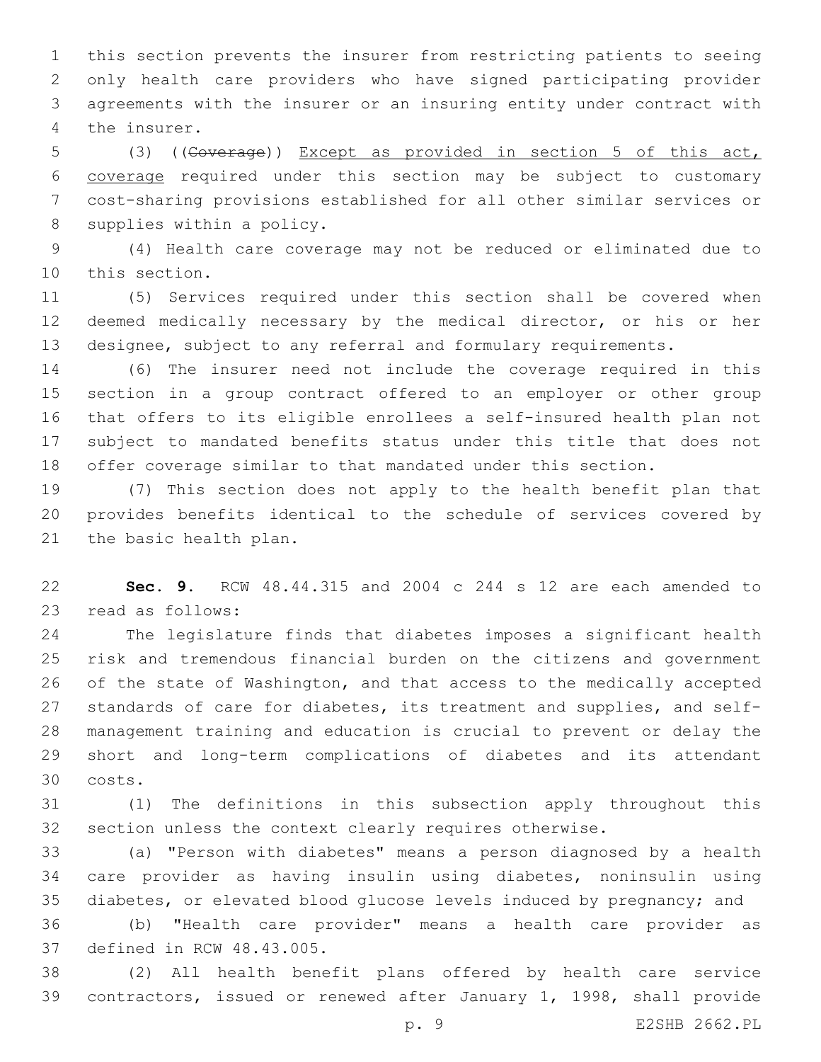this section prevents the insurer from restricting patients to seeing only health care providers who have signed participating provider agreements with the insurer or an insuring entity under contract with the insurer.

(3) ((~~Coverage~~)) Except as provided in section 5 of this act, coverage required under this section may be subject to customary cost-sharing provisions established for all other similar services or supplies within a policy.

(4) Health care coverage may not be reduced or eliminated due to this section.

(5) Services required under this section shall be covered when deemed medically necessary by the medical director, or his or her designee, subject to any referral and formulary requirements.

(6) The insurer need not include the coverage required in this section in a group contract offered to an employer or other group that offers to its eligible enrollees a self-insured health plan not subject to mandated benefits status under this title that does not offer coverage similar to that mandated under this section.

(7) This section does not apply to the health benefit plan that provides benefits identical to the schedule of services covered by the basic health plan.

**Sec. 9.** RCW 48.44.315 and 2004 c 244 s 12 are each amended to read as follows:

The legislature finds that diabetes imposes a significant health risk and tremendous financial burden on the citizens and government of the state of Washington, and that access to the medically accepted standards of care for diabetes, its treatment and supplies, and self-management training and education is crucial to prevent or delay the short and long-term complications of diabetes and its attendant costs.

(1) The definitions in this subsection apply throughout this section unless the context clearly requires otherwise.

(a) "Person with diabetes" means a person diagnosed by a health care provider as having insulin using diabetes, noninsulin using diabetes, or elevated blood glucose levels induced by pregnancy; and

(b) "Health care provider" means a health care provider as defined in RCW 48.43.005.

(2) All health benefit plans offered by health care service contractors, issued or renewed after January 1, 1998, shall provide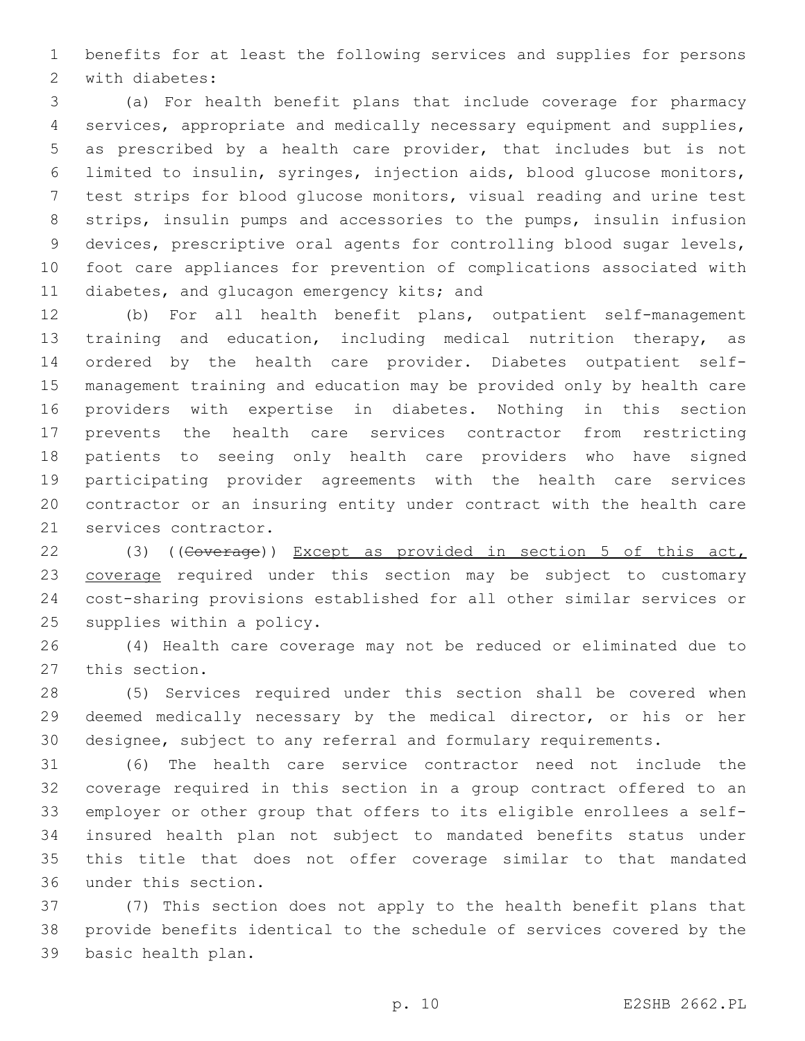benefits for at least the following services and supplies for persons with diabetes:

(a) For health benefit plans that include coverage for pharmacy services, appropriate and medically necessary equipment and supplies, as prescribed by a health care provider, that includes but is not limited to insulin, syringes, injection aids, blood glucose monitors, test strips for blood glucose monitors, visual reading and urine test strips, insulin pumps and accessories to the pumps, insulin infusion devices, prescriptive oral agents for controlling blood sugar levels, foot care appliances for prevention of complications associated with diabetes, and glucagon emergency kits; and

(b) For all health benefit plans, outpatient self-management training and education, including medical nutrition therapy, as ordered by the health care provider. Diabetes outpatient self-management training and education may be provided only by health care providers with expertise in diabetes. Nothing in this section prevents the health care services contractor from restricting patients to seeing only health care providers who have signed participating provider agreements with the health care services contractor or an insuring entity under contract with the health care services contractor.

(3) ((~~Coverage~~)) <u>Except as provided in section 5 of this act, coverage</u> required under this section may be subject to customary cost-sharing provisions established for all other similar services or supplies within a policy.

(4) Health care coverage may not be reduced or eliminated due to this section.

(5) Services required under this section shall be covered when deemed medically necessary by the medical director, or his or her designee, subject to any referral and formulary requirements.

(6) The health care service contractor need not include the coverage required in this section in a group contract offered to an employer or other group that offers to its eligible enrollees a self-insured health plan not subject to mandated benefits status under this title that does not offer coverage similar to that mandated under this section.

(7) This section does not apply to the health benefit plans that provide benefits identical to the schedule of services covered by the basic health plan.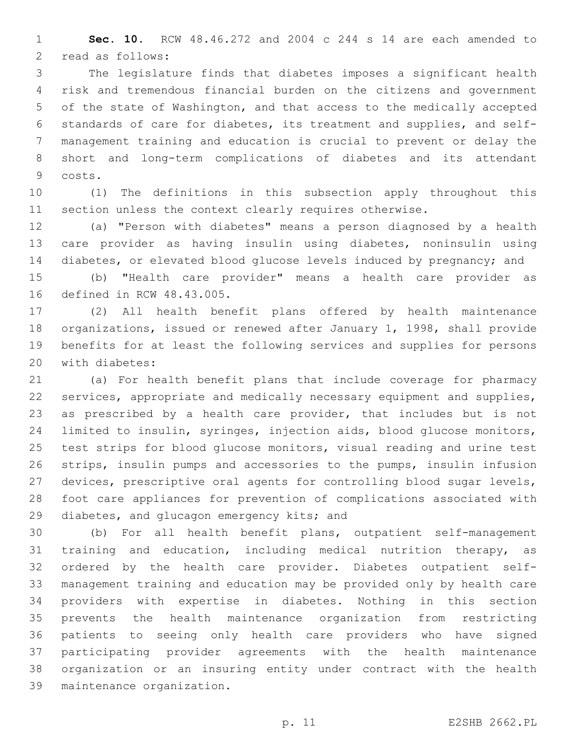**Sec. 10.** RCW 48.46.272 and 2004 c 244 s 14 are each amended to read as follows:

The legislature finds that diabetes imposes a significant health risk and tremendous financial burden on the citizens and government of the state of Washington, and that access to the medically accepted standards of care for diabetes, its treatment and supplies, and self-management training and education is crucial to prevent or delay the short and long-term complications of diabetes and its attendant costs.

(1) The definitions in this subsection apply throughout this section unless the context clearly requires otherwise.

(a) "Person with diabetes" means a person diagnosed by a health care provider as having insulin using diabetes, noninsulin using diabetes, or elevated blood glucose levels induced by pregnancy; and

(b) "Health care provider" means a health care provider as defined in RCW 48.43.005.

(2) All health benefit plans offered by health maintenance organizations, issued or renewed after January 1, 1998, shall provide benefits for at least the following services and supplies for persons with diabetes:

(a) For health benefit plans that include coverage for pharmacy services, appropriate and medically necessary equipment and supplies, as prescribed by a health care provider, that includes but is not limited to insulin, syringes, injection aids, blood glucose monitors, test strips for blood glucose monitors, visual reading and urine test strips, insulin pumps and accessories to the pumps, insulin infusion devices, prescriptive oral agents for controlling blood sugar levels, foot care appliances for prevention of complications associated with diabetes, and glucagon emergency kits; and

(b) For all health benefit plans, outpatient self-management training and education, including medical nutrition therapy, as ordered by the health care provider. Diabetes outpatient self-management training and education may be provided only by health care providers with expertise in diabetes. Nothing in this section prevents the health maintenance organization from restricting patients to seeing only health care providers who have signed participating provider agreements with the health maintenance organization or an insuring entity under contract with the health maintenance organization.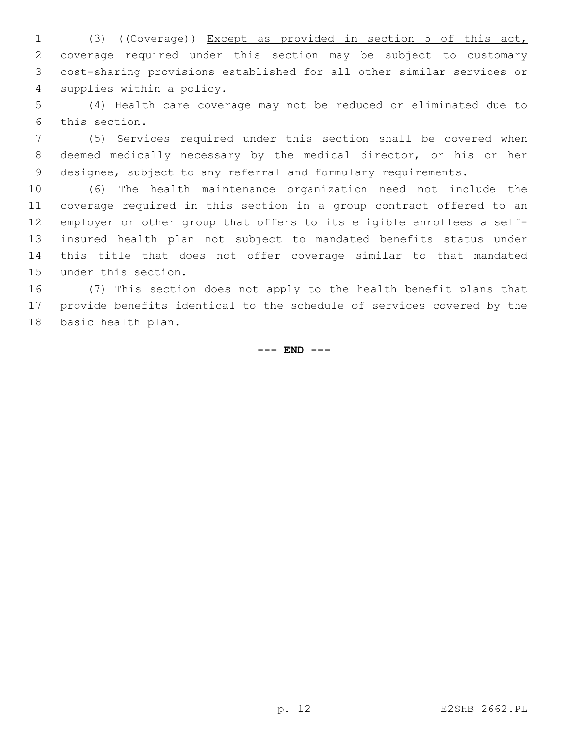(3) ((~~Coverage~~)) <u>Except as provided in section 5 of this act, coverage</u> required under this section may be subject to customary cost-sharing provisions established for all other similar services or supplies within a policy.

(4) Health care coverage may not be reduced or eliminated due to this section.

(5) Services required under this section shall be covered when deemed medically necessary by the medical director, or his or her designee, subject to any referral and formulary requirements.

(6) The health maintenance organization need not include the coverage required in this section in a group contract offered to an employer or other group that offers to its eligible enrollees a self-insured health plan not subject to mandated benefits status under this title that does not offer coverage similar to that mandated under this section.

(7) This section does not apply to the health benefit plans that provide benefits identical to the schedule of services covered by the basic health plan.

**--- END ---**